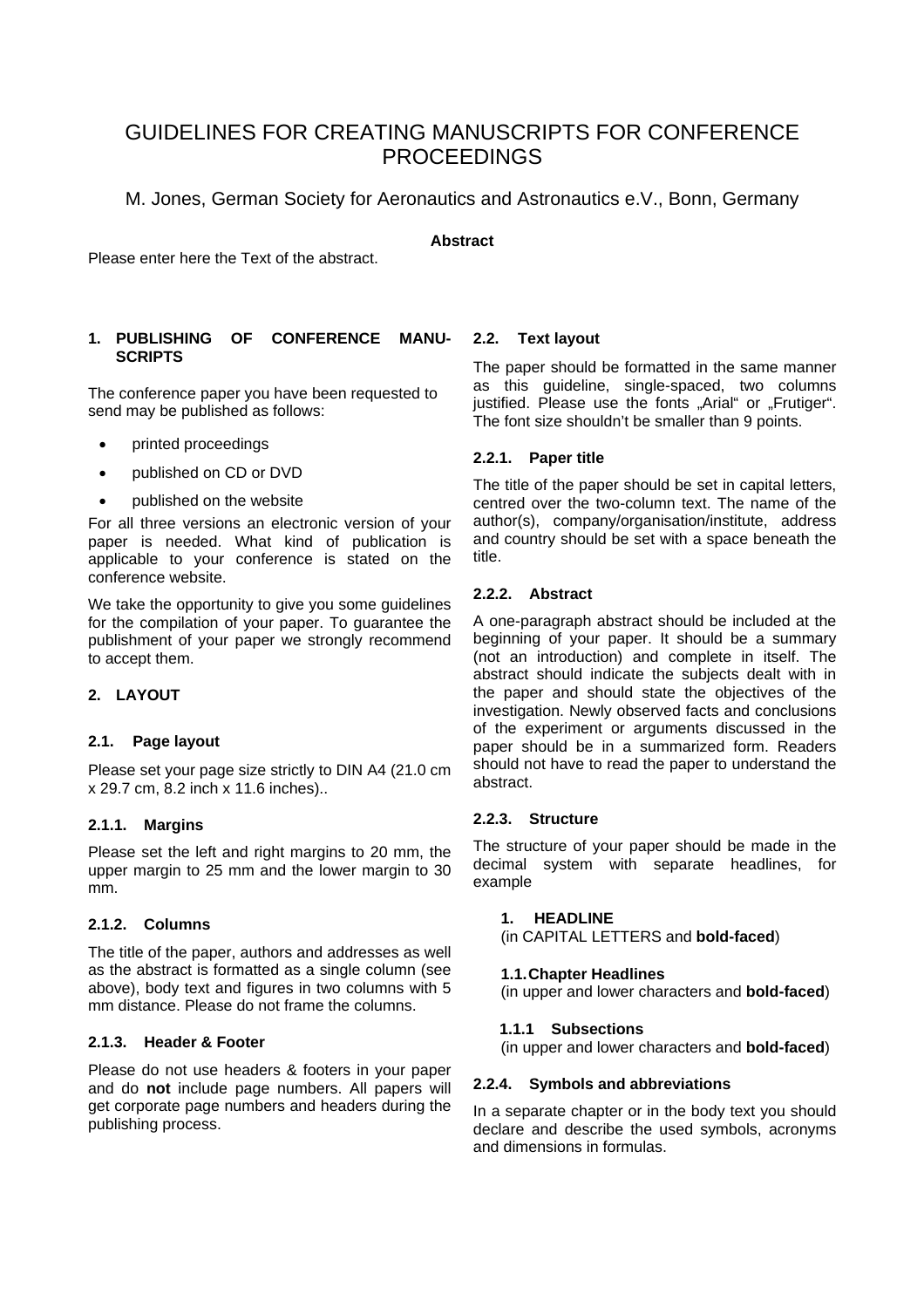# GUIDELINES FOR CREATING MANUSCRIPTS FOR CONFERENCE PROCEEDINGS

M. Jones, German Society for Aeronautics and Astronautics e.V., Bonn, Germany

**Abstract**

Please enter here the Text of the abstract.

## 1. PUBLISHING OF CONFERENCE MANUSCRIPTS

The conference paper you have been requested to send may be published as follows:

- printed proceedings
- published on CD or DVD
- published on the website

For all three versions an electronic version of your paper is needed. What kind of publication is applicable to your conference is stated on the conference website.

We take the opportunity to give you some guidelines for the compilation of your paper. To guarantee the publishment of your paper we strongly recommend to accept them.

## 2. LAYOUT

### 2.1. Page layout

Please set your page size strictly to DIN A4 (21.0 cm x 29.7 cm, 8.2 inch x 11.6 inches)..

#### 2.1.1. Margins

Please set the left and right margins to 20 mm, the upper margin to 25 mm and the lower margin to 30 mm.

#### 2.1.2. Columns

The title of the paper, authors and addresses as well as the abstract is formatted as a single column (see above), body text and figures in two columns with 5 mm distance. Please do not frame the columns.

#### 2.1.3. Header & Footer

Please do not use headers & footers in your paper and do **not** include page numbers. All papers will get corporate page numbers and headers during the publishing process.

### 2.2. Text layout

The paper should be formatted in the same manner as this guideline, single-spaced, two columns justified. Please use the fonts „Arial“ or „Frutiger“. The font size shouldn't be smaller than 9 points.

#### 2.2.1. Paper title

The title of the paper should be set in capital letters, centred over the two-column text. The name of the author(s), company/organisation/institute, address and country should be set with a space beneath the title.

#### 2.2.2. Abstract

A one-paragraph abstract should be included at the beginning of your paper. It should be a summary (not an introduction) and complete in itself. The abstract should indicate the subjects dealt with in the paper and should state the objectives of the investigation. Newly observed facts and conclusions of the experiment or arguments discussed in the paper should be in a summarized form. Readers should not have to read the paper to understand the abstract.

#### 2.2.3. Structure

The structure of your paper should be made in the decimal system with separate headlines, for example

**1. HEADLINE**
(in CAPITAL LETTERS and **bold-faced**)

**1.1. Chapter Headlines**
(in upper and lower characters and **bold-faced**)

**1.1.1 Subsections**
(in upper and lower characters and **bold-faced**)

#### 2.2.4. Symbols and abbreviations

In a separate chapter or in the body text you should declare and describe the used symbols, acronyms and dimensions in formulas.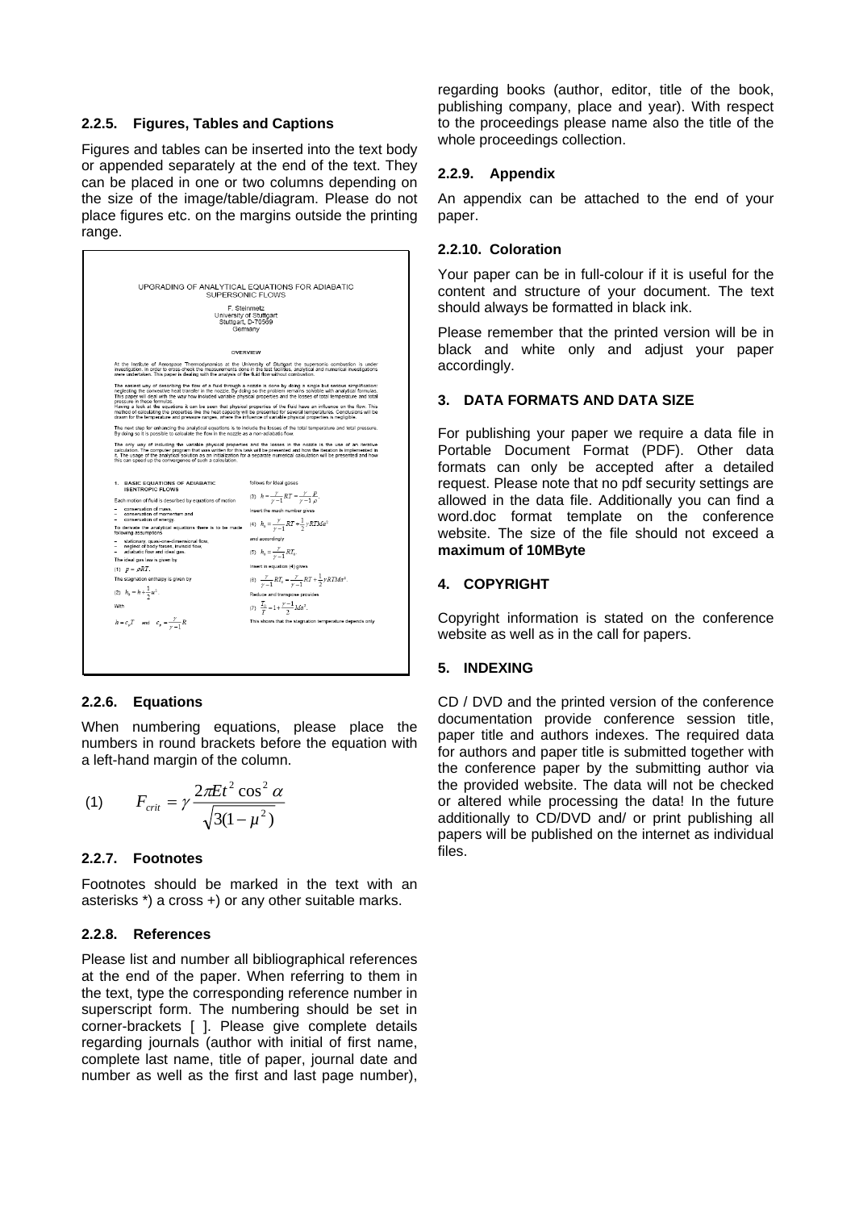### 2.2.5. Figures, Tables and Captions

Figures and tables can be inserted into the text body or appended separately at the end of the text. They can be placed in one or two columns depending on the size of the image/table/diagram. Please do not place figures etc. on the margins outside the printing range.

### 2.2.6. Equations

When numbering equations, please place the numbers in round brackets before the equation with a left-hand margin of the column.

$$(1) \qquad F_{crit} = \gamma \frac{2\pi E t^2 \cos^2 \alpha}{\sqrt{3(1-\mu^2)}}$$

### 2.2.7. Footnotes

Footnotes should be marked in the text with an asterisks *) a cross +) or any other suitable marks.

### 2.2.8. References

Please list and number all bibliographical references at the end of the paper. When referring to them in the text, type the corresponding reference number in superscript form. The numbering should be set in corner-brackets [ ]. Please give complete details regarding journals (author with initial of first name, complete last name, title of paper, journal date and number as well as the first and last page number), regarding books (author, editor, title of the book, publishing company, place and year). With respect to the proceedings please name also the title of the whole proceedings collection.

### 2.2.9. Appendix

An appendix can be attached to the end of your paper.

### 2.2.10. Coloration

Your paper can be in full-colour if it is useful for the content and structure of your document. The text should always be formatted in black ink.

Please remember that the printed version will be in black and white only and adjust your paper accordingly.

## 3. DATA FORMATS AND DATA SIZE

For publishing your paper we require a data file in Portable Document Format (PDF). Other data formats can only be accepted after a detailed request. Please note that no pdf security settings are allowed in the data file. Additionally you can find a word.doc format template on the conference website. The size of the file should not exceed a **maximum of 10MByte**

## 4. COPYRIGHT

Copyright information is stated on the conference website as well as in the call for papers.

## 5. INDEXING

CD / DVD and the printed version of the conference documentation provide conference session title, paper title and authors indexes. The required data for authors and paper title is submitted together with the conference paper by the submitting author via the provided website. The data will not be checked or altered while processing the data! In the future additionally to CD/DVD and/ or print publishing all papers will be published on the internet as individual files.